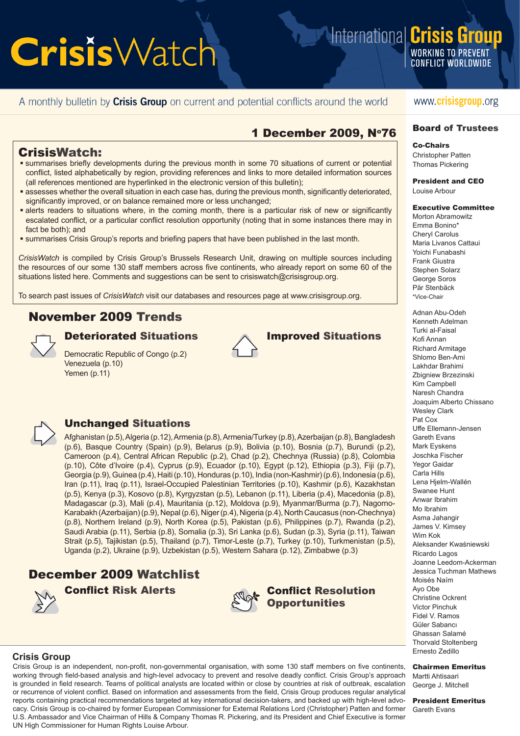# CrisisWatch

International Crisis Group — WORKING TO PREVENT CONFLICT WORLDWIDE

A monthly bulletin by **Crisis Group** on current and potential conflicts around the world

www.crisisgroup.org

**1 December 2009, N°76**

## CrisisWatch:

- summarises briefly developments during the previous month in some 70 situations of current or potential conflict, listed alphabetically by region, providing references and links to more detailed information sources (all references mentioned are hyperlinked in the electronic version of this bulletin);
- assesses whether the overall situation in each case has, during the previous month, significantly deteriorated, significantly improved, or on balance remained more or less unchanged;
- alerts readers to situations where, in the coming month, there is a particular risk of new or significantly escalated conflict, or a particular conflict resolution opportunity (noting that in some instances there may in fact be both); and
- summarises Crisis Group's reports and briefing papers that have been published in the last month.

*CrisisWatch* is compiled by Crisis Group's Brussels Research Unit, drawing on multiple sources including the resources of our some 130 staff members across five continents, who already report on some 60 of the situations listed here. Comments and suggestions can be sent to crisiswatch@crisisgroup.org.

To search past issues of *CrisisWatch* visit our databases and resources page at www.crisisgroup.org.

## November 2009 Trends

### Deteriorated Situations

Democratic Republic of Congo (p.2)
Venezuela (p.10)
Yemen (p.11)

### Improved Situations

### Unchanged Situations

Afghanistan (p.5), Algeria (p.12), Armenia (p.8), Armenia/Turkey (p.8), Azerbaijan (p.8), Bangladesh (p.6), Basque Country (Spain) (p.9), Belarus (p.9), Bolivia (p.10), Bosnia (p.7), Burundi (p.2), Cameroon (p.4), Central African Republic (p.2), Chad (p.2), Chechnya (Russia) (p.8), Colombia (p.10), Côte d'Ivoire (p.4), Cyprus (p.9), Ecuador (p.10), Egypt (p.12), Ethiopia (p.3), Fiji (p.7), Georgia (p.9), Guinea (p.4), Haiti (p.10), Honduras (p.10), India (non-Kashmir) (p.6), Indonesia (p.6), Iran (p.11), Iraq (p.11), Israel-Occupied Palestinian Territories (p.10), Kashmir (p.6), Kazakhstan (p.5), Kenya (p.3), Kosovo (p.8), Kyrgyzstan (p.5), Lebanon (p.11), Liberia (p.4), Macedonia (p.8), Madagascar (p.3), Mali (p.4), Mauritania (p.12), Moldova (p.9), Myanmar/Burma (p.7), Nagorno-Karabakh (Azerbaijan) (p.9), Nepal (p.6), Niger (p.4), Nigeria (p.4), North Caucasus (non-Chechnya) (p.8), Northern Ireland (p.9), North Korea (p.5), Pakistan (p.6), Philippines (p.7), Rwanda (p.2), Saudi Arabia (p.11), Serbia (p.8), Somalia (p.3), Sri Lanka (p.6), Sudan (p.3), Syria (p.11), Taiwan Strait (p.5), Tajikistan (p.5), Thailand (p.7), Timor-Leste (p.7), Turkey (p.10), Turkmenistan (p.5), Uganda (p.2), Ukraine (p.9), Uzbekistan (p.5), Western Sahara (p.12), Zimbabwe (p.3)

## December 2009 Watchlist

### Conflict Risk Alerts

### Conflict Resolution Opportunities

## Crisis Group

Crisis Group is an independent, non-profit, non-governmental organisation, with some 130 staff members on five continents, working through field-based analysis and high-level advocacy to prevent and resolve deadly conflict. Crisis Group's approach is grounded in field research. Teams of political analysts are located within or close by countries at risk of outbreak, escalation or recurrence of violent conflict. Based on information and assessments from the field, Crisis Group produces regular analytical reports containing practical recommendations targeted at key international decision-takers, and backed up with high-level advocacy. Crisis Group is co-chaired by former European Commissioner for External Relations Lord (Christopher) Patten and former U.S. Ambassador and Vice Chairman of Hills & Company Thomas R. Pickering, and its President and Chief Executive is former UN High Commissioner for Human Rights Louise Arbour.

## Board of Trustees

**Co-Chairs**
Christopher Patten
Thomas Pickering

**President and CEO**
Louise Arbour

**Executive Committee**
Morton Abramowitz
Emma Bonino*
Cheryl Carolus
Maria Livanos Cattaui
Yoichi Funabashi
Frank Giustra
Stephen Solarz
George Soros
Pär Stenbäck
*Vice-Chair

Adnan Abu-Odeh
Kenneth Adelman
Turki al-Faisal
Kofi Annan
Richard Armitage
Shlomo Ben-Ami
Lakhdar Brahimi
Zbigniew Brzezinski
Kim Campbell
Naresh Chandra
Joaquim Alberto Chissano
Wesley Clark
Pat Cox
Uffe Ellemann-Jensen
Gareth Evans
Mark Eyskens
Joschka Fischer
Yegor Gaidar
Carla Hills
Lena Hjelm-Wallén
Swanee Hunt
Anwar Ibrahim
Mo Ibrahim
Asma Jahangir
James V. Kimsey
Wim Kok
Aleksander Kwaśniewski
Ricardo Lagos
Joanne Leedom-Ackerman
Jessica Tuchman Mathews
Moisés Naím
Ayo Obe
Christine Ockrent
Victor Pinchuk
Fidel V. Ramos
Güler Sabancı
Ghassan Salamé
Thorvald Stoltenberg
Ernesto Zedillo

**Chairmen Emeritus**
Martti Ahtisaari
George J. Mitchell

**President Emeritus**
Gareth Evans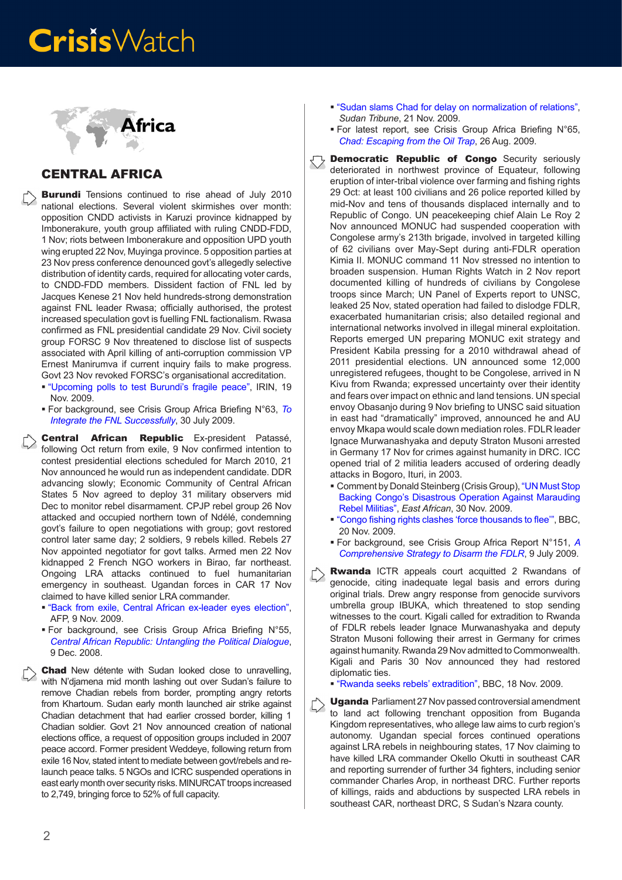# Africa

## CENTRAL AFRICA

**Burundi** Tensions continued to rise ahead of July 2010 national elections. Several violent skirmishes over month: opposition CNDD activists in Karuzi province kidnapped by Imbonerakure, youth group affiliated with ruling CNDD-FDD, 1 Nov; riots between Imbonerakure and opposition UPD youth wing erupted 22 Nov, Muyinga province. 5 opposition parties at 23 Nov press conference denounced govt's allegedly selective distribution of identity cards, required for allocating voter cards, to CNDD-FDD members. Dissident faction of FNL led by Jacques Kenese 21 Nov held hundreds-strong demonstration against FNL leader Rwasa; officially authorised, the protest increased speculation govt is fuelling FNL factionalism. Rwasa confirmed as FNL presidential candidate 29 Nov. Civil society group FORSC 9 Nov threatened to disclose list of suspects associated with April killing of anti-corruption commission VP Ernest Manirumva if current inquiry fails to make progress. Govt 23 Nov revoked FORSC's organisational accreditation.

- "Upcoming polls to test Burundi's fragile peace", IRIN, 19 Nov. 2009.
- For background, see Crisis Group Africa Briefing N°63, *To Integrate the FNL Successfully*, 30 July 2009.

**Central African Republic** Ex-president Patassé, following Oct return from exile, 9 Nov confirmed intention to contest presidential elections scheduled for March 2010, 21 Nov announced he would run as independent candidate. DDR advancing slowly; Economic Community of Central African States 5 Nov agreed to deploy 31 military observers mid Dec to monitor rebel disarmament. CPJP rebel group 26 Nov attacked and occupied northern town of Ndélé, condemning govt's failure to open negotiations with group; govt restored control later same day; 2 soldiers, 9 rebels killed. Rebels 27 Nov appointed negotiator for govt talks. Armed men 22 Nov kidnapped 2 French NGO workers in Birao, far northeast. Ongoing LRA attacks continued to fuel humanitarian emergency in southeast. Ugandan forces in CAR 17 Nov claimed to have killed senior LRA commander.

- "Back from exile, Central African ex-leader eyes election", AFP, 9 Nov. 2009.
- For background, see Crisis Group Africa Briefing N°55, *Central African Republic: Untangling the Political Dialogue*, 9 Dec. 2008.

**Chad** New détente with Sudan looked close to unravelling, with N'djamena mid month lashing out over Sudan's failure to remove Chadian rebels from border, prompting angry retorts from Khartoum. Sudan early month launched air strike against Chadian detachment that had earlier crossed border, killing 1 Chadian soldier. Govt 21 Nov announced creation of national elections office, a request of opposition groups included in 2007 peace accord. Former president Weddeye, following return from exile 16 Nov, stated intent to mediate between govt/rebels and re-launch peace talks. 5 NGOs and ICRC suspended operations in east early month over security risks. MINURCAT troops increased to 2,749, bringing force to 52% of full capacity.

- "Sudan slams Chad for delay on normalization of relations", *Sudan Tribune*, 21 Nov. 2009.
- For latest report, see Crisis Group Africa Briefing N°65, *Chad: Escaping from the Oil Trap*, 26 Aug. 2009.

**Democratic Republic of Congo** Security seriously deteriorated in northwest province of Equateur, following eruption of inter-tribal violence over farming and fishing rights 29 Oct: at least 100 civilians and 26 police reported killed by mid-Nov and tens of thousands displaced internally and to Republic of Congo. UN peacekeeping chief Alain Le Roy 2 Nov announced MONUC had suspended cooperation with Congolese army's 213th brigade, involved in targeted killing of 62 civilians over May-Sept during anti-FDLR operation Kimia II. MONUC command 11 Nov stressed no intention to broaden suspension. Human Rights Watch in 2 Nov report documented killing of hundreds of civilians by Congolese troops since March; UN Panel of Experts report to UNSC, leaked 25 Nov, stated operation had failed to dislodge FDLR, exacerbated humanitarian crisis; also detailed regional and international networks involved in illegal mineral exploitation. Reports emerged UN preparing MONUC exit strategy and President Kabila pressing for a 2010 withdrawal ahead of 2011 presidential elections. UN announced some 12,000 unregistered refugees, thought to be Congolese, arrived in N Kivu from Rwanda; expressed uncertainty over their identity and fears over impact on ethnic and land tensions. UN special envoy Obasanjo during 9 Nov briefing to UNSC said situation in east had "dramatically" improved, announced he and AU envoy Mkapa would scale down mediation roles. FDLR leader Ignace Murwanashyaka and deputy Straton Musoni arrested in Germany 17 Nov for crimes against humanity in DRC. ICC opened trial of 2 militia leaders accused of ordering deadly attacks in Bogoro, Ituri, in 2003.

- Comment by Donald Steinberg (Crisis Group), "UN Must Stop Backing Congo's Disastrous Operation Against Marauding Rebel Militias", *East African*, 30 Nov. 2009.
- "Congo fishing rights clashes 'force thousands to flee'", BBC, 20 Nov. 2009.
- For background, see Crisis Group Africa Report N°151, *A Comprehensive Strategy to Disarm the FDLR*, 9 July 2009.

**Rwanda** ICTR appeals court acquitted 2 Rwandans of genocide, citing inadequate legal basis and errors during original trials. Drew angry response from genocide survivors umbrella group IBUKA, which threatened to stop sending witnesses to the court. Kigali called for extradition to Rwanda of FDLR rebels leader Ignace Murwanashyaka and deputy Straton Musoni following their arrest in Germany for crimes against humanity. Rwanda 29 Nov admitted to Commonwealth. Kigali and Paris 30 Nov announced they had restored diplomatic ties.

- "Rwanda seeks rebels' extradition", BBC, 18 Nov. 2009.

**Uganda** Parliament 27 Nov passed controversial amendment to land act following trenchant opposition from Buganda Kingdom representatives, who allege law aims to curb region's autonomy. Ugandan special forces continued operations against LRA rebels in neighbouring states, 17 Nov claiming to have killed LRA commander Okello Okutti in southeast CAR and reporting surrender of further 34 fighters, including senior commander Charles Arop, in northeast DRC. Further reports of killings, raids and abductions by suspected LRA rebels in southeast CAR, northeast DRC, S Sudan's Nzara county.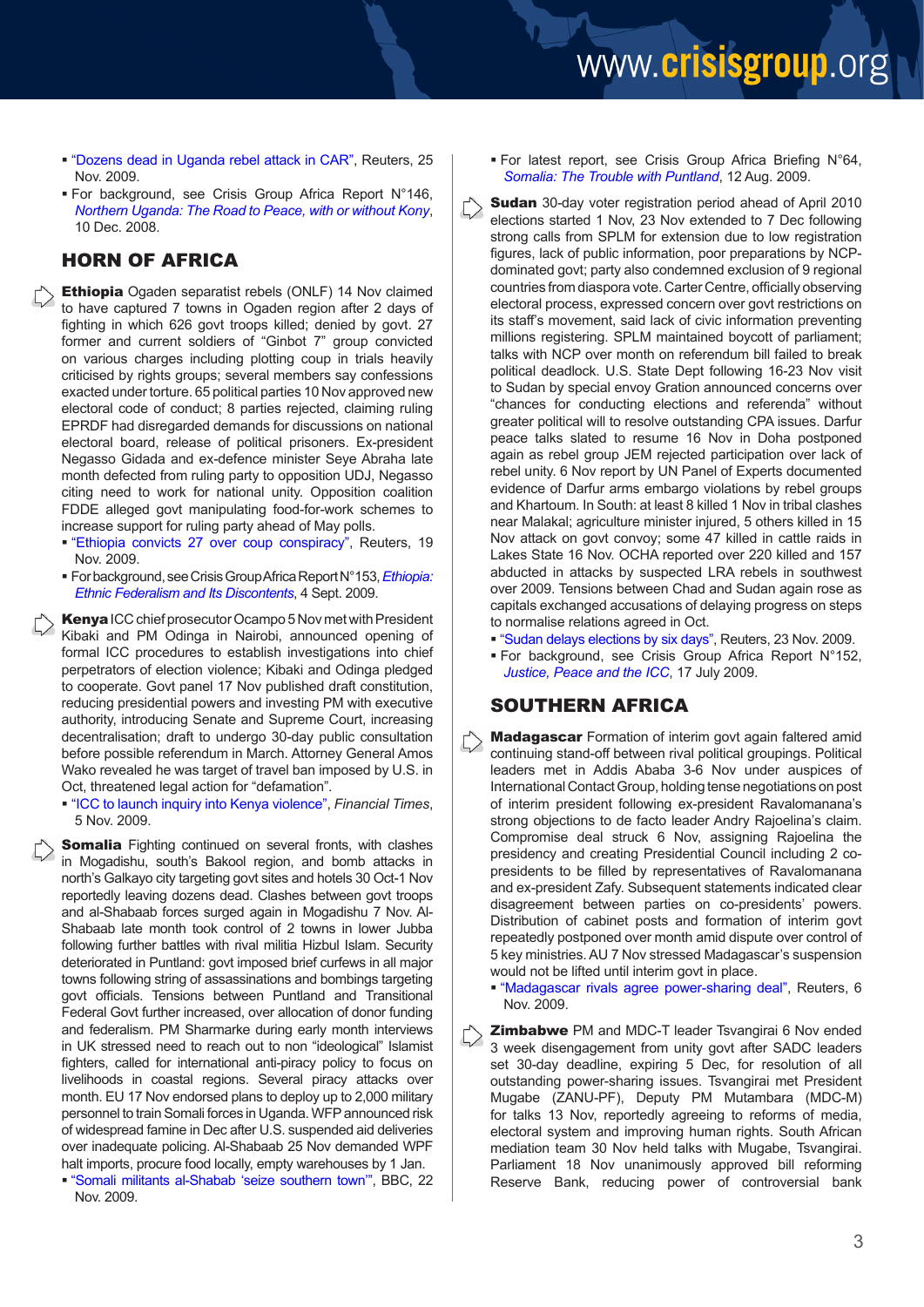- "Dozens dead in Uganda rebel attack in CAR", Reuters, 25 Nov. 2009.
- For background, see Crisis Group Africa Report N°146, *Northern Uganda: The Road to Peace, with or without Kony*, 10 Dec. 2008.

## HORN OF AFRICA

**Ethiopia** Ogaden separatist rebels (ONLF) 14 Nov claimed to have captured 7 towns in Ogaden region after 2 days of fighting in which 626 govt troops killed; denied by govt. 27 former and current soldiers of "Ginbot 7" group convicted on various charges including plotting coup in trials heavily criticised by rights groups; several members say confessions exacted under torture. 65 political parties 10 Nov approved new electoral code of conduct; 8 parties rejected, claiming ruling EPRDF had disregarded demands for discussions on national electoral board, release of political prisoners. Ex-president Negasso Gidada and ex-defence minister Seye Abraha late month defected from ruling party to opposition UDJ, Negasso citing need to work for national unity. Opposition coalition FDDE alleged govt manipulating food-for-work schemes to increase support for ruling party ahead of May polls.

- "Ethiopia convicts 27 over coup conspiracy", Reuters, 19 Nov. 2009.
- For background, see Crisis Group Africa Report N°153, *Ethiopia: Ethnic Federalism and Its Discontents*, 4 Sept. 2009.

**Kenya** ICC chief prosecutor Ocampo 5 Nov met with President Kibaki and PM Odinga in Nairobi, announced opening of formal ICC procedures to establish investigations into chief perpetrators of election violence; Kibaki and Odinga pledged to cooperate. Govt panel 17 Nov published draft constitution, reducing presidential powers and investing PM with executive authority, introducing Senate and Supreme Court, increasing decentralisation; draft to undergo 30-day public consultation before possible referendum in March. Attorney General Amos Wako revealed he was target of travel ban imposed by U.S. in Oct, threatened legal action for "defamation".

- "ICC to launch inquiry into Kenya violence", *Financial Times*, 5 Nov. 2009.

**Somalia** Fighting continued on several fronts, with clashes in Mogadishu, south's Bakool region, and bomb attacks in north's Galkayo city targeting govt sites and hotels 30 Oct-1 Nov reportedly leaving dozens dead. Clashes between govt troops and al-Shabaab forces surged again in Mogadishu 7 Nov. Al-Shabaab late month took control of 2 towns in lower Jubba following further battles with rival militia Hizbul Islam. Security deteriorated in Puntland: govt imposed brief curfews in all major towns following string of assassinations and bombings targeting govt officials. Tensions between Puntland and Transitional Federal Govt further increased, over allocation of donor funding and federalism. PM Sharmarke during early month interviews in UK stressed need to reach out to non "ideological" Islamist fighters, called for international anti-piracy policy to focus on livelihoods in coastal regions. Several piracy attacks over month. EU 17 Nov endorsed plans to deploy up to 2,000 military personnel to train Somali forces in Uganda. WFP announced risk of widespread famine in Dec after U.S. suspended aid deliveries over inadequate policing. Al-Shabaab 25 Nov demanded WPF halt imports, procure food locally, empty warehouses by 1 Jan.

- "Somali militants al-Shabab 'seize southern town'", BBC, 22 Nov. 2009.
- For latest report, see Crisis Group Africa Briefing N°64, *Somalia: The Trouble with Puntland*, 12 Aug. 2009.

**Sudan** 30-day voter registration period ahead of April 2010 elections started 1 Nov, 23 Nov extended to 7 Dec following strong calls from SPLM for extension due to low registration figures, lack of public information, poor preparations by NCP-dominated govt; party also condemned exclusion of 9 regional countries from diaspora vote. Carter Centre, officially observing electoral process, expressed concern over govt restrictions on its staff's movement, said lack of civic information preventing millions registering. SPLM maintained boycott of parliament; talks with NCP over month on referendum bill failed to break political deadlock. U.S. State Dept following 16-23 Nov visit to Sudan by special envoy Gration announced concerns over "chances for conducting elections and referenda" without greater political will to resolve outstanding CPA issues. Darfur peace talks slated to resume 16 Nov in Doha postponed again as rebel group JEM rejected participation over lack of rebel unity. 6 Nov report by UN Panel of Experts documented evidence of Darfur arms embargo violations by rebel groups and Khartoum. In South: at least 8 killed 1 Nov in tribal clashes near Malakal; agriculture minister injured, 5 others killed in 15 Nov attack on govt convoy; some 47 killed in cattle raids in Lakes State 16 Nov. OCHA reported over 220 killed and 157 abducted in attacks by suspected LRA rebels in southwest over 2009. Tensions between Chad and Sudan again rose as capitals exchanged accusations of delaying progress on steps to normalise relations agreed in Oct.

- "Sudan delays elections by six days", Reuters, 23 Nov. 2009.
- For background, see Crisis Group Africa Report N°152, *Justice, Peace and the ICC*, 17 July 2009.

## SOUTHERN AFRICA

**Madagascar** Formation of interim govt again faltered amid continuing stand-off between rival political groupings. Political leaders met in Addis Ababa 3-6 Nov under auspices of International Contact Group, holding tense negotiations on post of interim president following ex-president Ravalomanana's strong objections to de facto leader Andry Rajoelina's claim. Compromise deal struck 6 Nov, assigning Rajoelina the presidency and creating Presidential Council including 2 co-presidents to be filled by representatives of Ravalomanana and ex-president Zafy. Subsequent statements indicated clear disagreement between parties on co-presidents' powers. Distribution of cabinet posts and formation of interim govt repeatedly postponed over month amid dispute over control of 5 key ministries. AU 7 Nov stressed Madagascar's suspension would not be lifted until interim govt in place.

- "Madagascar rivals agree power-sharing deal", Reuters, 6 Nov. 2009.

**Zimbabwe** PM and MDC-T leader Tsvangirai 6 Nov ended 3 week disengagement from unity govt after SADC leaders set 30-day deadline, expiring 5 Dec, for resolution of all outstanding power-sharing issues. Tsvangirai met President Mugabe (ZANU-PF), Deputy PM Mutambara (MDC-M) for talks 13 Nov, reportedly agreeing to reforms of media, electoral system and improving human rights. South African mediation team 30 Nov held talks with Mugabe, Tsvangirai. Parliament 18 Nov unanimously approved bill reforming Reserve Bank, reducing power of controversial bank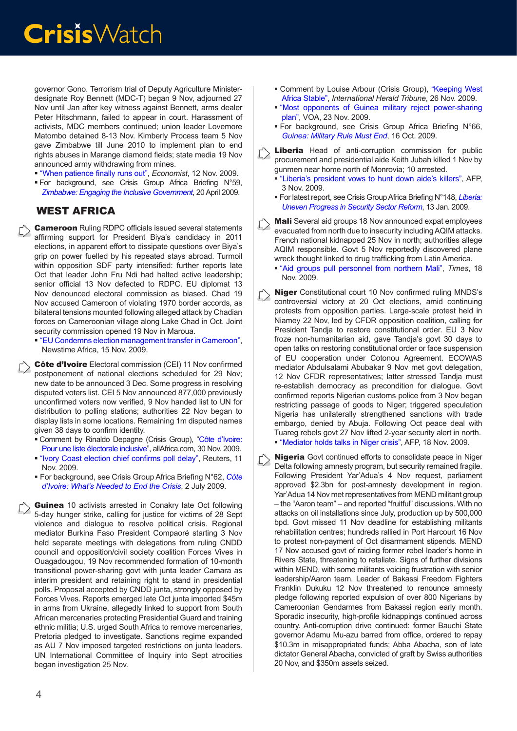governor Gono. Terrorism trial of Deputy Agriculture Minister-designate Roy Bennett (MDC-T) began 9 Nov, adjourned 27 Nov until Jan after key witness against Bennett, arms dealer Peter Hitschmann, failed to appear in court. Harassment of activists, MDC members continued; union leader Lovemore Matombo detained 8-13 Nov. Kimberly Process team 5 Nov gave Zimbabwe till June 2010 to implement plan to end rights abuses in Marange diamond fields; state media 19 Nov announced army withdrawing from mines.

- "When patience finally runs out", *Economist*, 12 Nov. 2009.
- For background, see Crisis Group Africa Briefing N°59, *Zimbabwe: Engaging the Inclusive Government*, 20 April 2009.

## WEST AFRICA

**Cameroon** Ruling RDPC officials issued several statements affirming support for President Biya's candidacy in 2011 elections, in apparent effort to dissipate questions over Biya's grip on power fuelled by his repeated stays abroad. Turmoil within opposition SDF party intensified: further reports late Oct that leader John Fru Ndi had halted active leadership; senior official 13 Nov defected to RDPC. EU diplomat 13 Nov denounced electoral commission as biased. Chad 19 Nov accused Cameroon of violating 1970 border accords, as bilateral tensions mounted following alleged attack by Chadian forces on Cameroonian village along Lake Chad in Oct. Joint security commission opened 19 Nov in Maroua.

- "EU Condemns election management transfer in Cameroon", Newstime Africa, 15 Nov. 2009.

**Côte d'Ivoire** Electoral commission (CEI) 11 Nov confirmed postponement of national elections scheduled for 29 Nov; new date to be announced 3 Dec. Some progress in resolving disputed voters list. CEI 5 Nov announced 877,000 previously unconfirmed voters now verified, 9 Nov handed list to UN for distribution to polling stations; authorities 22 Nov began to display lists in some locations. Remaining 1m disputed names given 38 days to confirm identity.

- Comment by Rinaldo Depagne (Crisis Group), "Côte d'Ivoire: Pour une liste électorale inclusive", allAfrica.com, 30 Nov. 2009.
- "Ivory Coast election chief confirms poll delay", Reuters, 11 Nov. 2009.
- For background, see Crisis Group Africa Briefing N°62, *Côte d'Ivoire: What's Needed to End the Crisis*, 2 July 2009.

**Guinea** 10 activists arrested in Conakry late Oct following 5-day hunger strike, calling for justice for victims of 28 Sept violence and dialogue to resolve political crisis. Regional mediator Burkina Faso President Compaoré starting 3 Nov held separate meetings with delegations from ruling CNDD council and opposition/civil society coalition Forces Vives in Ouagadougou, 19 Nov recommended formation of 10-month transitional power-sharing govt with junta leader Camara as interim president and retaining right to stand in presidential polls. Proposal accepted by CNDD junta, strongly opposed by Forces Vives. Reports emerged late Oct junta imported $45m in arms from Ukraine, allegedly linked to support from South African mercenaries protecting Presidential Guard and training ethnic militia; U.S. urged South Africa to remove mercenaries, Pretoria pledged to investigate. Sanctions regime expanded as AU 7 Nov imposed targeted restrictions on junta leaders. UN International Committee of Inquiry into Sept atrocities began investigation 25 Nov.

- Comment by Louise Arbour (Crisis Group), "Keeping West Africa Stable", *International Herald Tribune*, 26 Nov. 2009.
- "Most opponents of Guinea military reject power-sharing plan", VOA, 23 Nov. 2009.
- For background, see Crisis Group Africa Briefing N°66, *Guinea: Military Rule Must End*, 16 Oct. 2009.

**Liberia** Head of anti-corruption commission for public procurement and presidential aide Keith Jubah killed 1 Nov by gunmen near home north of Monrovia; 10 arrested.

- "Liberia's president vows to hunt down aide's killers", AFP, 3 Nov. 2009.
- For latest report, see Crisis Group Africa Briefing N°148, *Liberia: Uneven Progress in Security Sector Reform*, 13 Jan. 2009.

**Mali** Several aid groups 18 Nov announced expat employees evacuated from north due to insecurity including AQIM attacks. French national kidnapped 25 Nov in north; authorities allege AQIM responsible. Govt 5 Nov reportedly discovered plane wreck thought linked to drug trafficking from Latin America.

- "Aid groups pull personnel from northern Mali", *Times*, 18 Nov. 2009.

**Niger** Constitutional court 10 Nov confirmed ruling MNDS's controversial victory at 20 Oct elections, amid continuing protests from opposition parties. Large-scale protest held in Niamey 22 Nov, led by CFDR opposition coalition, calling for President Tandja to restore constitutional order. EU 3 Nov froze non-humanitarian aid, gave Tandja's govt 30 days to open talks on restoring constitutional order or face suspension of EU cooperation under Cotonou Agreement. ECOWAS mediator Abdulsalami Abubakar 9 Nov met govt delegation, 12 Nov CFDR representatives; latter stressed Tandja must re-establish democracy as precondition for dialogue. Govt confirmed reports Nigerian customs police from 3 Nov began restricting passage of goods to Niger; triggered speculation Nigeria has unilaterally strengthened sanctions with trade embargo, denied by Abuja. Following Oct peace deal with Tuareg rebels govt 27 Nov lifted 2-year security alert in north.

- "Mediator holds talks in Niger crisis", AFP, 18 Nov. 2009.

**Nigeria** Govt continued efforts to consolidate peace in Niger Delta following amnesty program, but security remained fragile. Following President Yar'Adua's 4 Nov request, parliament approved $2.3bn for post-amnesty development in region. Yar'Adua 14 Nov met representatives from MEND militant group – the "Aaron team" – and reported "fruitful" discussions. With no attacks on oil installations since July, production up by 500,000 bpd. Govt missed 11 Nov deadline for establishing militants rehabilitation centres; hundreds rallied in Port Harcourt 16 Nov to protest non-payment of Oct disarmament stipends. MEND 17 Nov accused govt of raiding former rebel leader's home in Rivers State, threatening to retaliate. Signs of further divisions within MEND, with some militants voicing frustration with senior leadership/Aaron team. Leader of Bakassi Freedom Fighters Franklin Dukuku 12 Nov threatened to renounce amnesty pledge following reported expulsion of over 800 Nigerians by Cameroonian Gendarmes from Bakassi region early month. Sporadic insecurity, high-profile kidnappings continued across country. Anti-corruption drive continued: former Bauchi State governor Adamu Mu-azu barred from office, ordered to repay $10.3m in misappropriated funds; Abba Abacha, son of late dictator General Abacha, convicted of graft by Swiss authorities 20 Nov, and $350m assets seized.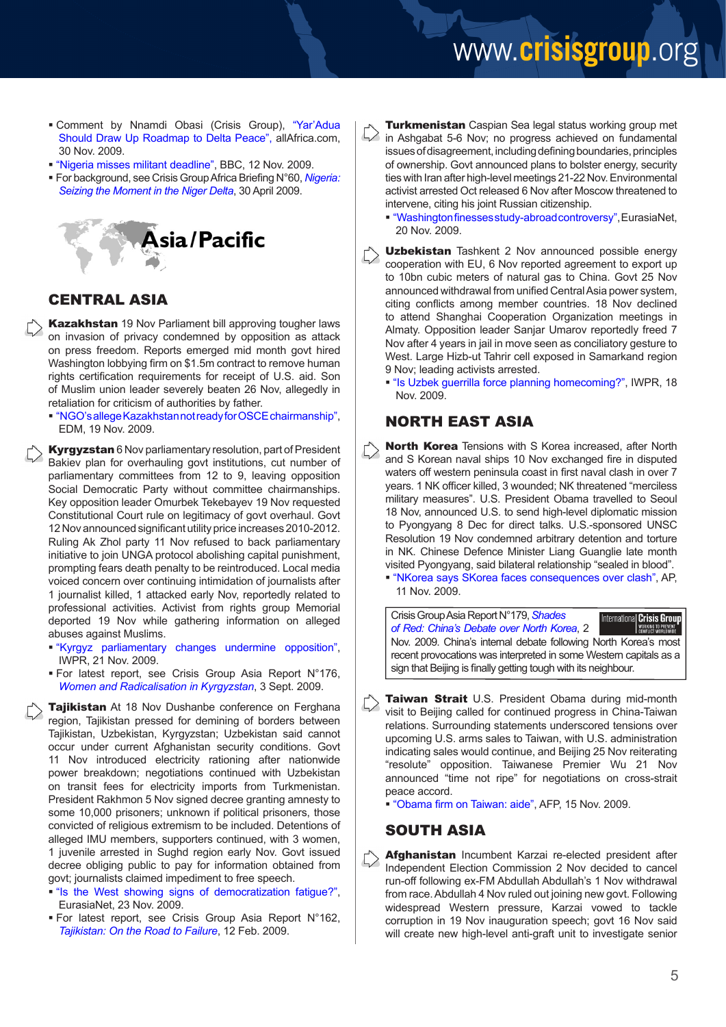- Comment by Nnamdi Obasi (Crisis Group), "Yar'Adua Should Draw Up Roadmap to Delta Peace", allAfrica.com, 30 Nov. 2009.
- "Nigeria misses militant deadline", BBC, 12 Nov. 2009.
- For background, see Crisis Group Africa Briefing N°60, *Nigeria: Seizing the Moment in the Niger Delta*, 30 April 2009.

# Asia / Pacific

## CENTRAL ASIA

**Kazakhstan** 19 Nov Parliament bill approving tougher laws on invasion of privacy condemned by opposition as attack on press freedom. Reports emerged mid month govt hired Washington lobbying firm on $1.5m contract to remove human rights certification requirements for receipt of U.S. aid. Son of Muslim union leader severely beaten 26 Nov, allegedly in retaliation for criticism of authorities by father.

- "NGO's allege Kazakhstan not ready for OSCE chairmanship", EDM, 19 Nov. 2009.

**Kyrgyzstan** 6 Nov parliamentary resolution, part of President Bakiev plan for overhauling govt institutions, cut number of parliamentary committees from 12 to 9, leaving opposition Social Democratic Party without committee chairmanships. Key opposition leader Omurbek Tekebayev 19 Nov requested Constitutional Court rule on legitimacy of govt overhaul. Govt 12 Nov announced significant utility price increases 2010-2012. Ruling Ak Zhol party 11 Nov refused to back parliamentary initiative to join UNGA protocol abolishing capital punishment, prompting fears death penalty to be reintroduced. Local media voiced concern over continuing intimidation of journalists after 1 journalist killed, 1 attacked early Nov, reportedly related to professional activities. Activist from rights group Memorial deported 19 Nov while gathering information on alleged abuses against Muslims.

- "Kyrgyz parliamentary changes undermine opposition", IWPR, 21 Nov. 2009.
- For latest report, see Crisis Group Asia Report N°176, *Women and Radicalisation in Kyrgyzstan*, 3 Sept. 2009.

**Tajikistan** At 18 Nov Dushanbe conference on Ferghana region, Tajikistan pressed for demining of borders between Tajikistan, Uzbekistan, Kyrgyzstan; Uzbekistan said cannot occur under current Afghanistan security conditions. Govt 11 Nov introduced electricity rationing after nationwide power breakdown; negotiations continued with Uzbekistan on transit fees for electricity imports from Turkmenistan. President Rakhmon 5 Nov signed decree granting amnesty to some 10,000 prisoners; unknown if political prisoners, those convicted of religious extremism to be included. Detentions of alleged IMU members, supporters continued, with 3 women, 1 juvenile arrested in Sughd region early Nov. Govt issued decree obliging public to pay for information obtained from govt; journalists claimed impediment to free speech.

- "Is the West showing signs of democratization fatigue?", EurasiaNet, 23 Nov. 2009.
- For latest report, see Crisis Group Asia Report N°162, *Tajikistan: On the Road to Failure*, 12 Feb. 2009.

**Turkmenistan** Caspian Sea legal status working group met in Ashgabat 5-6 Nov; no progress achieved on fundamental issues of disagreement, including defining boundaries, principles of ownership. Govt announced plans to bolster energy, security ties with Iran after high-level meetings 21-22 Nov. Environmental activist arrested Oct released 6 Nov after Moscow threatened to intervene, citing his joint Russian citizenship.

- "Washington finesses study-abroad controversy", EurasiaNet, 20 Nov. 2009.

**Uzbekistan** Tashkent 2 Nov announced possible energy cooperation with EU, 6 Nov reported agreement to export up to 10bn cubic meters of natural gas to China. Govt 25 Nov announced withdrawal from unified Central Asia power system, citing conflicts among member countries. 18 Nov declined to attend Shanghai Cooperation Organization meetings in Almaty. Opposition leader Sanjar Umarov reportedly freed 7 Nov after 4 years in jail in move seen as conciliatory gesture to West. Large Hizb-ut Tahrir cell exposed in Samarkand region 9 Nov; leading activists arrested.

- "Is Uzbek guerrilla force planning homecoming?", IWPR, 18 Nov. 2009.

## NORTH EAST ASIA

**North Korea** Tensions with S Korea increased, after North and S Korean naval ships 10 Nov exchanged fire in disputed waters off western peninsula coast in first naval clash in over 7 years. 1 NK officer killed, 3 wounded; NK threatened "merciless military measures". U.S. President Obama travelled to Seoul 18 Nov, announced U.S. to send high-level diplomatic mission to Pyongyang 8 Dec for direct talks. U.S.-sponsored UNSC Resolution 19 Nov condemned arbitrary detention and torture in NK. Chinese Defence Minister Liang Guanglie late month visited Pyongyang, said bilateral relationship "sealed in blood".

- "NKorea says SKorea faces consequences over clash", AP, 11 Nov. 2009.

Crisis Group Asia Report N°179, *Shades of Red: China's Debate over North Korea*, 2 Nov. 2009. China's internal debate following North Korea's most recent provocations was interpreted in some Western capitals as a sign that Beijing is finally getting tough with its neighbour.

**Taiwan Strait** U.S. President Obama during mid-month visit to Beijing called for continued progress in China-Taiwan relations. Surrounding statements underscored tensions over upcoming U.S. arms sales to Taiwan, with U.S. administration indicating sales would continue, and Beijing 25 Nov reiterating "resolute" opposition. Taiwanese Premier Wu 21 Nov announced "time not ripe" for negotiations on cross-strait peace accord.

- "Obama firm on Taiwan: aide", AFP, 15 Nov. 2009.

## SOUTH ASIA

**Afghanistan** Incumbent Karzai re-elected president after Independent Election Commission 2 Nov decided to cancel run-off following ex-FM Abdullah Abdullah's 1 Nov withdrawal from race. Abdullah 4 Nov ruled out joining new govt. Following widespread Western pressure, Karzai vowed to tackle corruption in 19 Nov inauguration speech; govt 16 Nov said will create new high-level anti-graft unit to investigate senior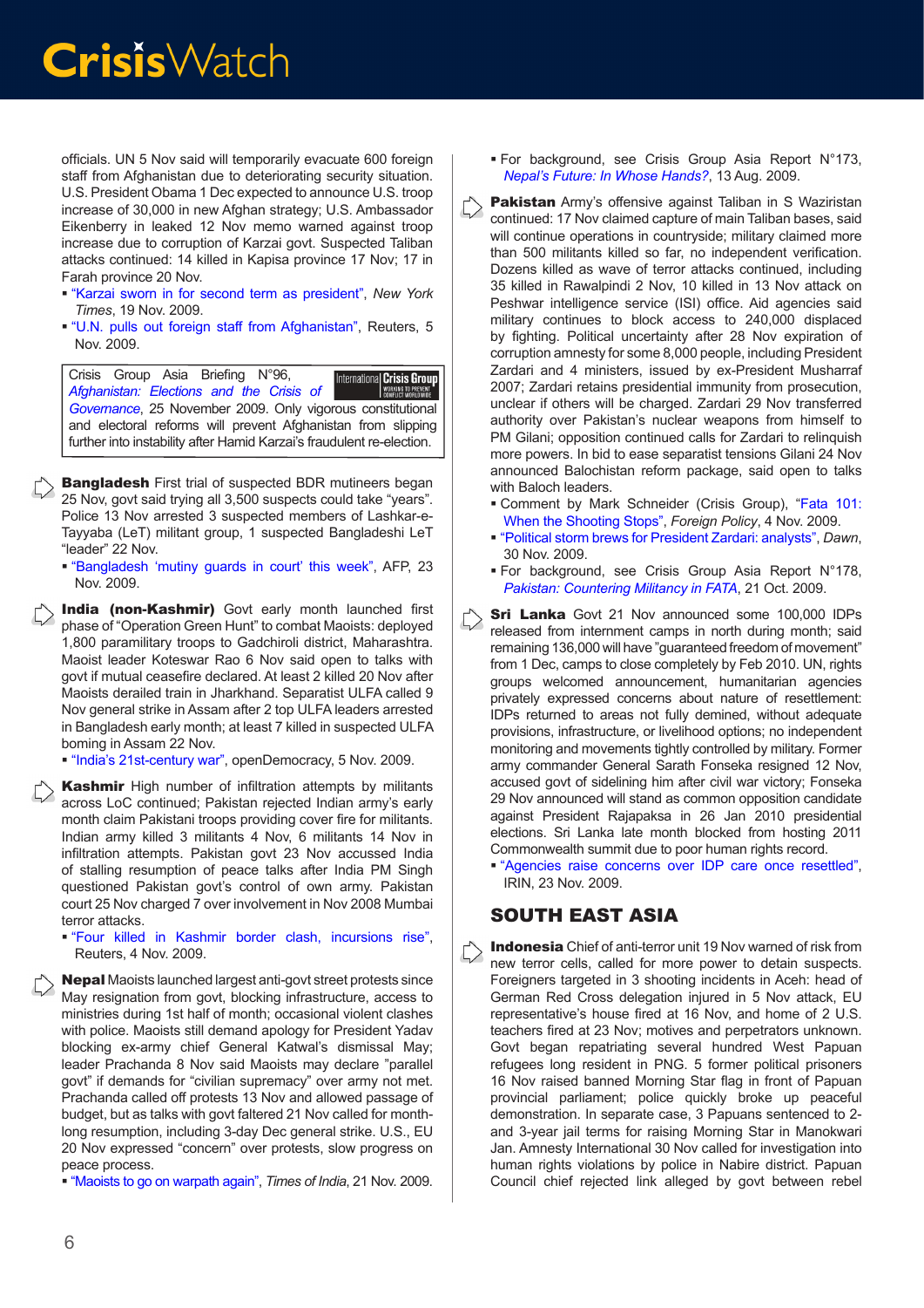officials. UN 5 Nov said will temporarily evacuate 600 foreign staff from Afghanistan due to deteriorating security situation. U.S. President Obama 1 Dec expected to announce U.S. troop increase of 30,000 in new Afghan strategy; U.S. Ambassador Eikenberry in leaked 12 Nov memo warned against troop increase due to corruption of Karzai govt. Suspected Taliban attacks continued: 14 killed in Kapisa province 17 Nov; 17 in Farah province 20 Nov.

- "Karzai sworn in for second term as president", *New York Times*, 19 Nov. 2009.
- "U.N. pulls out foreign staff from Afghanistan", Reuters, 5 Nov. 2009.

Crisis Group Asia Briefing N°96, *Afghanistan: Elections and the Crisis of Governance*, 25 November 2009. Only vigorous constitutional and electoral reforms will prevent Afghanistan from slipping further into instability after Hamid Karzai's fraudulent re-election.

**Bangladesh** First trial of suspected BDR mutineers began 25 Nov, govt said trying all 3,500 suspects could take "years". Police 13 Nov arrested 3 suspected members of Lashkar-e-Tayyaba (LeT) militant group, 1 suspected Bangladeshi LeT "leader" 22 Nov.

- "Bangladesh 'mutiny guards in court' this week", AFP, 23 Nov. 2009.

**India (non-Kashmir)** Govt early month launched first phase of "Operation Green Hunt" to combat Maoists: deployed 1,800 paramilitary troops to Gadchiroli district, Maharashtra. Maoist leader Koteswar Rao 6 Nov said open to talks with govt if mutual ceasefire declared. At least 2 killed 20 Nov after Maoists derailed train in Jharkhand. Separatist ULFA called 9 Nov general strike in Assam after 2 top ULFA leaders arrested in Bangladesh early month; at least 7 killed in suspected ULFA boming in Assam 22 Nov.

- "India's 21st-century war", openDemocracy, 5 Nov. 2009.

**Kashmir** High number of infiltration attempts by militants across LoC continued; Pakistan rejected Indian army's early month claim Pakistani troops providing cover fire for militants. Indian army killed 3 militants 4 Nov, 6 militants 14 Nov in infiltration attempts. Pakistan govt 23 Nov accussed India of stalling resumption of peace talks after India PM Singh questioned Pakistan govt's control of own army. Pakistan court 25 Nov charged 7 over involvement in Nov 2008 Mumbai terror attacks.

- "Four killed in Kashmir border clash, incursions rise", Reuters, 4 Nov. 2009.

**Nepal** Maoists launched largest anti-govt street protests since May resignation from govt, blocking infrastructure, access to ministries during 1st half of month; occasional violent clashes with police. Maoists still demand apology for President Yadav blocking ex-army chief General Katwal's dismissal May; leader Prachanda 8 Nov said Maoists may declare "parallel govt" if demands for "civilian supremacy" over army not met. Prachanda called off protests 13 Nov and allowed passage of budget, but as talks with govt faltered 21 Nov called for month-long resumption, including 3-day Dec general strike. U.S., EU 20 Nov expressed "concern" over protests, slow progress on peace process.

- "Maoists to go on warpath again", *Times of India*, 21 Nov. 2009.
- For background, see Crisis Group Asia Report N°173, *Nepal's Future: In Whose Hands?*, 13 Aug. 2009.

**Pakistan** Army's offensive against Taliban in S Waziristan continued: 17 Nov claimed capture of main Taliban bases, said will continue operations in countryside; military claimed more than 500 militants killed so far, no independent verification. Dozens killed as wave of terror attacks continued, including 35 killed in Rawalpindi 2 Nov, 10 killed in 13 Nov attack on Peshwar intelligence service (ISI) office. Aid agencies said military continues to block access to 240,000 displaced by fighting. Political uncertainty after 28 Nov expiration of corruption amnesty for some 8,000 people, including President Zardari and 4 ministers, issued by ex-President Musharraf 2007; Zardari retains presidential immunity from prosecution, unclear if others will be charged. Zardari 29 Nov transferred authority over Pakistan's nuclear weapons from himself to PM Gilani; opposition continued calls for Zardari to relinquish more powers. In bid to ease separatist tensions Gilani 24 Nov announced Balochistan reform package, said open to talks with Baloch leaders.

- Comment by Mark Schneider (Crisis Group), "Fata 101: When the Shooting Stops", *Foreign Policy*, 4 Nov. 2009.
- "Political storm brews for President Zardari: analysts", *Dawn*, 30 Nov. 2009.
- For background, see Crisis Group Asia Report N°178, *Pakistan: Countering Militancy in FATA*, 21 Oct. 2009.

**Sri Lanka** Govt 21 Nov announced some 100,000 IDPs released from internment camps in north during month; said remaining 136,000 will have "guaranteed freedom of movement" from 1 Dec, camps to close completely by Feb 2010. UN, rights groups welcomed announcement, humanitarian agencies privately expressed concerns about nature of resettlement: IDPs returned to areas not fully demined, without adequate provisions, infrastructure, or livelihood options; no independent monitoring and movements tightly controlled by military. Former army commander General Sarath Fonseka resigned 12 Nov, accused govt of sidelining him after civil war victory; Fonseka 29 Nov announced will stand as common opposition candidate against President Rajapaksa in 26 Jan 2010 presidential elections. Sri Lanka late month blocked from hosting 2011 Commonwealth summit due to poor human rights record.

- "Agencies raise concerns over IDP care once resettled", IRIN, 23 Nov. 2009.

## SOUTH EAST ASIA

**Indonesia** Chief of anti-terror unit 19 Nov warned of risk from new terror cells, called for more power to detain suspects. Foreigners targeted in 3 shooting incidents in Aceh: head of German Red Cross delegation injured in 5 Nov attack, EU representative's house fired at 16 Nov, and home of 2 U.S. teachers fired at 23 Nov; motives and perpetrators unknown. Govt began repatriating several hundred West Papuan refugees long resident in PNG. 5 former political prisoners 16 Nov raised banned Morning Star flag in front of Papuan provincial parliament; police quickly broke up peaceful demonstration. In separate case, 3 Papuans sentenced to 2- and 3-year jail terms for raising Morning Star in Manokwari Jan. Amnesty International 30 Nov called for investigation into human rights violations by police in Nabire district. Papuan Council chief rejected link alleged by govt between rebel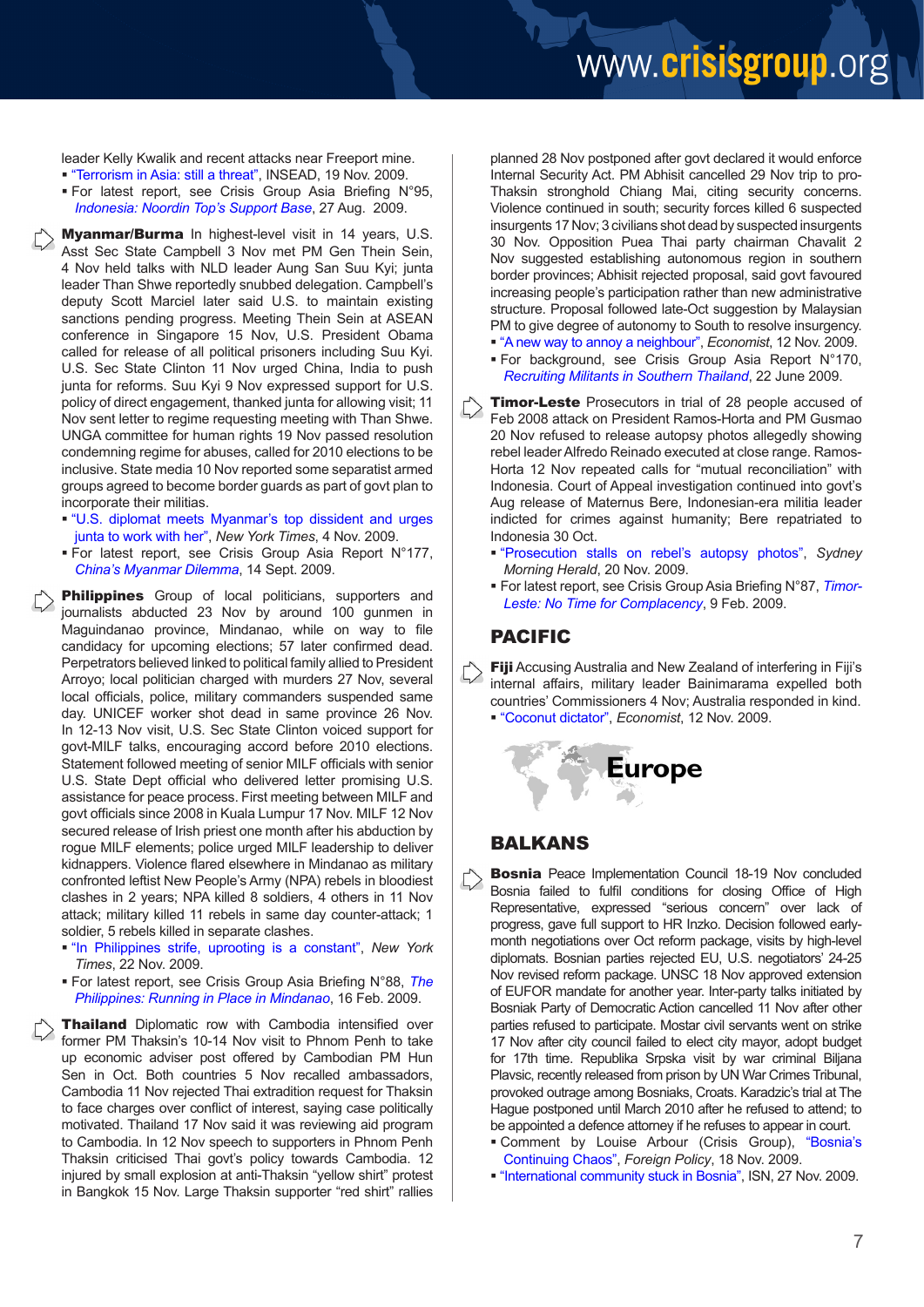leader Kelly Kwalik and recent attacks near Freeport mine.

- "Terrorism in Asia: still a threat", INSEAD, 19 Nov. 2009.
- For latest report, see Crisis Group Asia Briefing N°95, *Indonesia: Noordin Top's Support Base*, 27 Aug. 2009.

**Myanmar/Burma** In highest-level visit in 14 years, U.S. Asst Sec State Campbell 3 Nov met PM Gen Thein Sein, 4 Nov held talks with NLD leader Aung San Suu Kyi; junta leader Than Shwe reportedly snubbed delegation. Campbell's deputy Scott Marciel later said U.S. to maintain existing sanctions pending progress. Meeting Thein Sein at ASEAN conference in Singapore 15 Nov, U.S. President Obama called for release of all political prisoners including Suu Kyi. U.S. Sec State Clinton 11 Nov urged China, India to push junta for reforms. Suu Kyi 9 Nov expressed support for U.S. policy of direct engagement, thanked junta for allowing visit; 11 Nov sent letter to regime requesting meeting with Than Shwe. UNGA committee for human rights 19 Nov passed resolution condemning regime for abuses, called for 2010 elections to be inclusive. State media 10 Nov reported some separatist armed groups agreed to become border guards as part of govt plan to incorporate their militias.

- "U.S. diplomat meets Myanmar's top dissident and urges junta to work with her", *New York Times*, 4 Nov. 2009.
- For latest report, see Crisis Group Asia Report N°177, *China's Myanmar Dilemma*, 14 Sept. 2009.

**Philippines** Group of local politicians, supporters and journalists abducted 23 Nov by around 100 gunmen in Maguindanao province, Mindanao, while on way to file candidacy for upcoming elections; 57 later confirmed dead. Perpetrators believed linked to political family allied to President Arroyo; local politician charged with murders 27 Nov, several local officials, police, military commanders suspended same day. UNICEF worker shot dead in same province 26 Nov. In 12-13 Nov visit, U.S. Sec State Clinton voiced support for govt-MILF talks, encouraging accord before 2010 elections. Statement followed meeting of senior MILF officials with senior U.S. State Dept official who delivered letter promising U.S. assistance for peace process. First meeting between MILF and govt officials since 2008 in Kuala Lumpur 17 Nov. MILF 12 Nov secured release of Irish priest one month after his abduction by rogue MILF elements; police urged MILF leadership to deliver kidnappers. Violence flared elsewhere in Mindanao as military confronted leftist New People's Army (NPA) rebels in bloodiest clashes in 2 years; NPA killed 8 soldiers, 4 others in 11 Nov attack; military killed 11 rebels in same day counter-attack; 1 soldier, 5 rebels killed in separate clashes.

- "In Philippines strife, uprooting is a constant", *New York Times*, 22 Nov. 2009.
- For latest report, see Crisis Group Asia Briefing N°88, *The Philippines: Running in Place in Mindanao*, 16 Feb. 2009.

**Thailand** Diplomatic row with Cambodia intensified over former PM Thaksin's 10-14 Nov visit to Phnom Penh to take up economic adviser post offered by Cambodian PM Hun Sen in Oct. Both countries 5 Nov recalled ambassadors, Cambodia 11 Nov rejected Thai extradition request for Thaksin to face charges over conflict of interest, saying case politically motivated. Thailand 17 Nov said it was reviewing aid program to Cambodia. In 12 Nov speech to supporters in Phnom Penh Thaksin criticised Thai govt's policy towards Cambodia. 12 injured by small explosion at anti-Thaksin "yellow shirt" protest in Bangkok 15 Nov. Large Thaksin supporter "red shirt" rallies planned 28 Nov postponed after govt declared it would enforce Internal Security Act. PM Abhisit cancelled 29 Nov trip to pro-Thaksin stronghold Chiang Mai, citing security concerns. Violence continued in south; security forces killed 6 suspected insurgents 17 Nov; 3 civilians shot dead by suspected insurgents 30 Nov. Opposition Puea Thai party chairman Chavalit 2 Nov suggested establishing autonomous region in southern border provinces; Abhisit rejected proposal, said govt favoured increasing people's participation rather than new administrative structure. Proposal followed late-Oct suggestion by Malaysian PM to give degree of autonomy to South to resolve insurgency.

- "A new way to annoy a neighbour", *Economist*, 12 Nov. 2009.
- For background, see Crisis Group Asia Report N°170, *Recruiting Militants in Southern Thailand*, 22 June 2009.

**Timor-Leste** Prosecutors in trial of 28 people accused of Feb 2008 attack on President Ramos-Horta and PM Gusmao 20 Nov refused to release autopsy photos allegedly showing rebel leader Alfredo Reinado executed at close range. Ramos-Horta 12 Nov repeated calls for "mutual reconciliation" with Indonesia. Court of Appeal investigation continued into govt's Aug release of Maternus Bere, Indonesian-era militia leader indicted for crimes against humanity; Bere repatriated to Indonesia 30 Oct.

- "Prosecution stalls on rebel's autopsy photos", *Sydney Morning Herald*, 20 Nov. 2009.
- For latest report, see Crisis Group Asia Briefing N°87, *Timor-Leste: No Time for Complacency*, 9 Feb. 2009.

## PACIFIC

**Fiji** Accusing Australia and New Zealand of interfering in Fiji's internal affairs, military leader Bainimarama expelled both countries' Commissioners 4 Nov; Australia responded in kind.

- "Coconut dictator", *Economist*, 12 Nov. 2009.

# Europe

## BALKANS

**Bosnia** Peace Implementation Council 18-19 Nov concluded Bosnia failed to fulfil conditions for closing Office of High Representative, expressed "serious concern" over lack of progress, gave full support to HR Inzko. Decision followed early-month negotiations over Oct reform package, visits by high-level diplomats. Bosnian parties rejected EU, U.S. negotiators' 24-25 Nov revised reform package. UNSC 18 Nov approved extension of EUFOR mandate for another year. Inter-party talks initiated by Bosniak Party of Democratic Action cancelled 11 Nov after other parties refused to participate. Mostar civil servants went on strike 17 Nov after city council failed to elect city mayor, adopt budget for 17th time. Republika Srpska visit by war criminal Biljana Plavsic, recently released from prison by UN War Crimes Tribunal, provoked outrage among Bosniaks, Croats. Karadzic's trial at The Hague postponed until March 2010 after he refused to attend; to be appointed a defence attorney if he refuses to appear in court.

- Comment by Louise Arbour (Crisis Group), "Bosnia's Continuing Chaos", *Foreign Policy*, 18 Nov. 2009.
- "International community stuck in Bosnia", ISN, 27 Nov. 2009.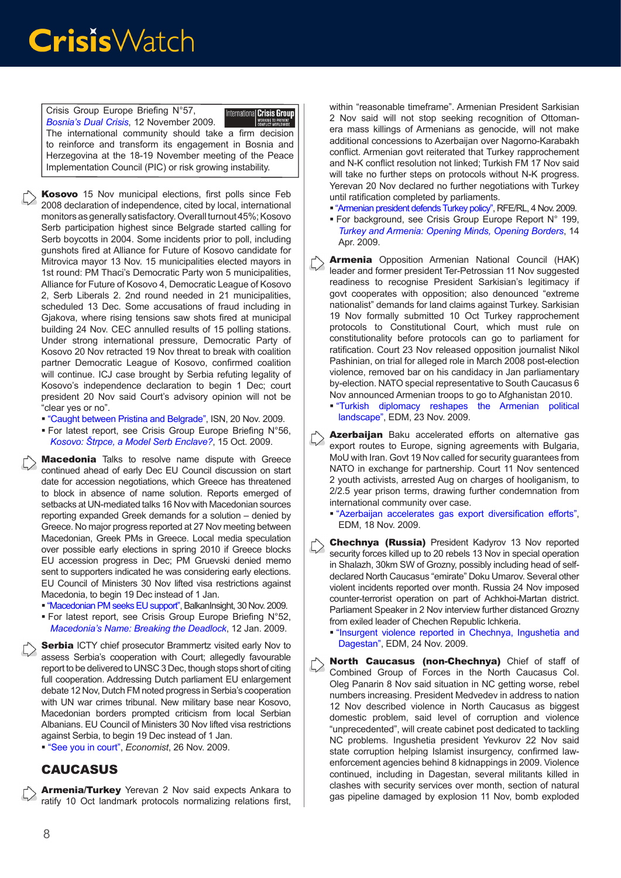Crisis Group Europe Briefing N°57, *Bosnia's Dual Crisis*, 12 November 2009. The international community should take a firm decision to reinforce and transform its engagement in Bosnia and Herzegovina at the 18-19 November meeting of the Peace Implementation Council (PIC) or risk growing instability.

**Kosovo** 15 Nov municipal elections, first polls since Feb 2008 declaration of independence, cited by local, international monitors as generally satisfactory. Overall turnout 45%; Kosovo Serb participation highest since Belgrade started calling for Serb boycotts in 2004. Some incidents prior to poll, including gunshots fired at Alliance for Future of Kosovo candidate for Mitrovica mayor 13 Nov. 15 municipalities elected mayors in 1st round: PM Thaci's Democratic Party won 5 municipalities, Alliance for Future of Kosovo 4, Democratic League of Kosovo 2, Serb Liberals 2. 2nd round needed in 21 municipalities, scheduled 13 Dec. Some accusations of fraud including in Gjakova, where rising tensions saw shots fired at municipal building 24 Nov. CEC annulled results of 15 polling stations. Under strong international pressure, Democratic Party of Kosovo 20 Nov retracted 19 Nov threat to break with coalition partner Democratic League of Kosovo, confirmed coalition will continue. ICJ case brought by Serbia refuting legality of Kosovo's independence declaration to begin 1 Dec; court president 20 Nov said Court's advisory opinion will not be "clear yes or no".

- "Caught between Pristina and Belgrade", ISN, 20 Nov. 2009.
- For latest report, see Crisis Group Europe Briefing N°56, *Kosovo: Štrpce, a Model Serb Enclave?*, 15 Oct. 2009.

**Macedonia** Talks to resolve name dispute with Greece continued ahead of early Dec EU Council discussion on start date for accession negotiations, which Greece has threatened to block in absence of name solution. Reports emerged of setbacks at UN-mediated talks 16 Nov with Macedonian sources reporting expanded Greek demands for a solution – denied by Greece. No major progress reported at 27 Nov meeting between Macedonian, Greek PMs in Greece. Local media speculation over possible early elections in spring 2010 if Greece blocks EU accession progress in Dec; PM Gruevski denied memo sent to supporters indicated he was considering early elections. EU Council of Ministers 30 Nov lifted visa restrictions against Macedonia, to begin 19 Dec instead of 1 Jan.

- "Macedonian PM seeks EU support", BalkanInsight, 30 Nov. 2009.
- For latest report, see Crisis Group Europe Briefing N°52, *Macedonia's Name: Breaking the Deadlock*, 12 Jan. 2009.

**Serbia** ICTY chief prosecutor Brammertz visited early Nov to assess Serbia's cooperation with Court; allegedly favourable report to be delivered to UNSC 3 Dec, though stops short of citing full cooperation. Addressing Dutch parliament EU enlargement debate 12 Nov, Dutch FM noted progress in Serbia's cooperation with UN war crimes tribunal. New military base near Kosovo, Macedonian borders prompted criticism from local Serbian Albanians. EU Council of Ministers 30 Nov lifted visa restrictions against Serbia, to begin 19 Dec instead of 1 Jan.

- "See you in court", *Economist*, 26 Nov. 2009.

## CAUCASUS

**Armenia/Turkey** Yerevan 2 Nov said expects Ankara to ratify 10 Oct landmark protocols normalizing relations first, within "reasonable timeframe". Armenian President Sarkisian 2 Nov said will not stop seeking recognition of Ottoman-era mass killings of Armenians as genocide, will not make additional concessions to Azerbaijan over Nagorno-Karabakh conflict. Armenian govt reiterated that Turkey rapprochement and N-K conflict resolution not linked; Turkish FM 17 Nov said will take no further steps on protocols without N-K progress. Yerevan 20 Nov declared no further negotiations with Turkey until ratification completed by parliaments.

- "Armenian president defends Turkey policy", RFE/RL, 4 Nov. 2009.
- For background, see Crisis Group Europe Report N° 199, *Turkey and Armenia: Opening Minds, Opening Borders*, 14 Apr. 2009.

**Armenia** Opposition Armenian National Council (HAK) leader and former president Ter-Petrossian 11 Nov suggested readiness to recognise President Sarkisian's legitimacy if govt cooperates with opposition; also denounced "extreme nationalist" demands for land claims against Turkey. Sarkisian 19 Nov formally submitted 10 Oct Turkey rapprochement protocols to Constitutional Court, which must rule on constitutionality before protocols can go to parliament for ratification. Court 23 Nov released opposition journalist Nikol Pashinian, on trial for alleged role in March 2008 post-election violence, removed bar on his candidacy in Jan parliamentary by-election. NATO special representative to South Caucasus 6 Nov announced Armenian troops to go to Afghanistan 2010.

- "Turkish diplomacy reshapes the Armenian political landscape", EDM, 23 Nov. 2009.

**Azerbaijan** Baku accelerated efforts on alternative gas export routes to Europe, signing agreements with Bulgaria, MoU with Iran. Govt 19 Nov called for security guarantees from NATO in exchange for partnership. Court 11 Nov sentenced 2 youth activists, arrested Aug on charges of hooliganism, to 2/2.5 year prison terms, drawing further condemnation from international community over case.

- "Azerbaijan accelerates gas export diversification efforts", EDM, 18 Nov. 2009.

**Chechnya (Russia)** President Kadyrov 13 Nov reported security forces killed up to 20 rebels 13 Nov in special operation in Shalazh, 30km SW of Grozny, possibly including head of self-declared North Caucasus "emirate" Doku Umarov. Several other violent incidents reported over month. Russia 24 Nov imposed counter-terrorist operation on part of Achkhoi-Martan district. Parliament Speaker in 2 Nov interview further distanced Grozny from exiled leader of Chechen Republic Ichkeria.

- "Insurgent violence reported in Chechnya, Ingushetia and Dagestan", EDM, 24 Nov. 2009.

**North Caucasus (non-Chechnya)** Chief of staff of Combined Group of Forces in the North Caucasus Col. Oleg Panarin 8 Nov said situation in NC getting worse, rebel numbers increasing. President Medvedev in address to nation 12 Nov described violence in North Caucasus as biggest domestic problem, said level of corruption and violence "unprecedented", will create cabinet post dedicated to tackling NC problems. Ingushetia president Yevkurov 22 Nov said state corruption helping Islamist insurgency, confirmed law-enforcement agencies behind 8 kidnappings in 2009. Violence continued, including in Dagestan, several militants killed in clashes with security services over month, section of natural gas pipeline damaged by explosion 11 Nov, bomb exploded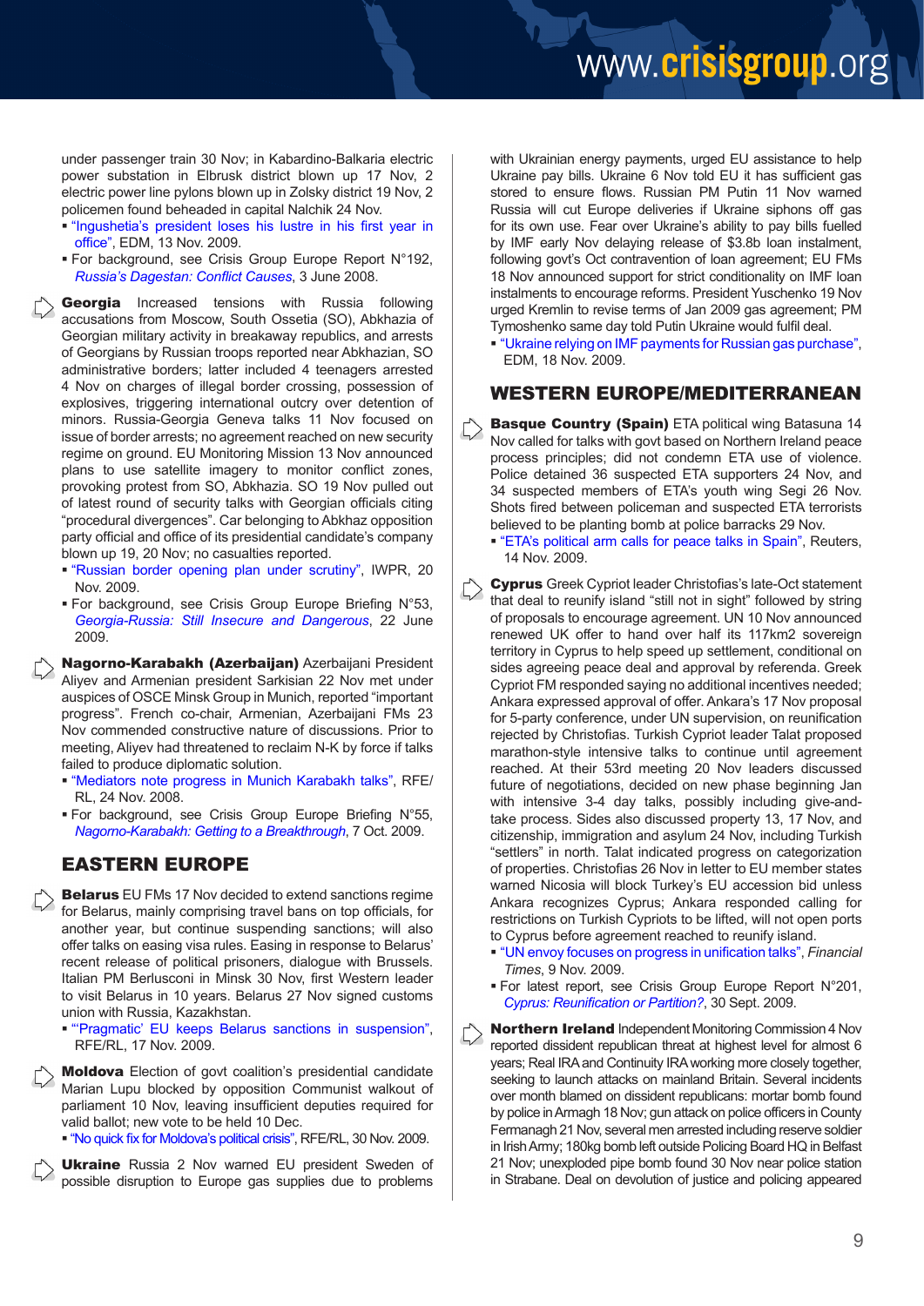under passenger train 30 Nov; in Kabardino-Balkaria electric power substation in Elbrusk district blown up 17 Nov, 2 electric power line pylons blown up in Zolsky district 19 Nov, 2 policemen found beheaded in capital Nalchik 24 Nov.

- "Ingushetia's president loses his lustre in his first year in office", EDM, 13 Nov. 2009.
- For background, see Crisis Group Europe Report N°192, *Russia's Dagestan: Conflict Causes*, 3 June 2008.

**Georgia** Increased tensions with Russia following accusations from Moscow, South Ossetia (SO), Abkhazia of Georgian military activity in breakaway republics, and arrests of Georgians by Russian troops reported near Abkhazian, SO administrative borders; latter included 4 teenagers arrested 4 Nov on charges of illegal border crossing, possession of explosives, triggering international outcry over detention of minors. Russia-Georgia Geneva talks 11 Nov focused on issue of border arrests; no agreement reached on new security regime on ground. EU Monitoring Mission 13 Nov announced plans to use satellite imagery to monitor conflict zones, provoking protest from SO, Abkhazia. SO 19 Nov pulled out of latest round of security talks with Georgian officials citing "procedural divergences". Car belonging to Abkhaz opposition party official and office of its presidential candidate's company blown up 19, 20 Nov; no casualties reported.

- "Russian border opening plan under scrutiny", IWPR, 20 Nov. 2009.
- For background, see Crisis Group Europe Briefing N°53, *Georgia-Russia: Still Insecure and Dangerous*, 22 June 2009.

**Nagorno-Karabakh (Azerbaijan)** Azerbaijani President Aliyev and Armenian president Sarkisian 22 Nov met under auspices of OSCE Minsk Group in Munich, reported "important progress". French co-chair, Armenian, Azerbaijani FMs 23 Nov commended constructive nature of discussions. Prior to meeting, Aliyev had threatened to reclaim N-K by force if talks failed to produce diplomatic solution.

- "Mediators note progress in Munich Karabakh talks", RFE/RL, 24 Nov. 2008.
- For background, see Crisis Group Europe Briefing N°55, *Nagorno-Karabakh: Getting to a Breakthrough*, 7 Oct. 2009.

## EASTERN EUROPE

**Belarus** EU FMs 17 Nov decided to extend sanctions regime for Belarus, mainly comprising travel bans on top officials, for another year, but continue suspending sanctions; will also offer talks on easing visa rules. Easing in response to Belarus' recent release of political prisoners, dialogue with Brussels. Italian PM Berlusconi in Minsk 30 Nov, first Western leader to visit Belarus in 10 years. Belarus 27 Nov signed customs union with Russia, Kazakhstan.

- "'Pragmatic' EU keeps Belarus sanctions in suspension", RFE/RL, 17 Nov. 2009.

**Moldova** Election of govt coalition's presidential candidate Marian Lupu blocked by opposition Communist walkout of parliament 10 Nov, leaving insufficient deputies required for valid ballot; new vote to be held 10 Dec.

- "No quick fix for Moldova's political crisis", RFE/RL, 30 Nov. 2009.

**Ukraine** Russia 2 Nov warned EU president Sweden of possible disruption to Europe gas supplies due to problems with Ukrainian energy payments, urged EU assistance to help Ukraine pay bills. Ukraine 6 Nov told EU it has sufficient gas stored to ensure flows. Russian PM Putin 11 Nov warned Russia will cut Europe deliveries if Ukraine siphons off gas for its own use. Fear over Ukraine's ability to pay bills fuelled by IMF early Nov delaying release of $3.8b loan instalment, following govt's Oct contravention of loan agreement; EU FMs 18 Nov announced support for strict conditionality on IMF loan instalments to encourage reforms. President Yuschenko 19 Nov urged Kremlin to revise terms of Jan 2009 gas agreement; PM Tymoshenko same day told Putin Ukraine would fulfil deal.

- "Ukraine relying on IMF payments for Russian gas purchase", EDM, 18 Nov. 2009.

## WESTERN EUROPE/MEDITERRANEAN

**Basque Country (Spain)** ETA political wing Batasuna 14 Nov called for talks with govt based on Northern Ireland peace process principles; did not condemn ETA use of violence. Police detained 36 suspected ETA supporters 24 Nov, and 34 suspected members of ETA's youth wing Segi 26 Nov. Shots fired between policeman and suspected ETA terrorists believed to be planting bomb at police barracks 29 Nov.

- "ETA's political arm calls for peace talks in Spain", Reuters, 14 Nov. 2009.

**Cyprus** Greek Cypriot leader Christofias's late-Oct statement that deal to reunify island "still not in sight" followed by string of proposals to encourage agreement. UN 10 Nov announced renewed UK offer to hand over half its 117km2 sovereign territory in Cyprus to help speed up settlement, conditional on sides agreeing peace deal and approval by referenda. Greek Cypriot FM responded saying no additional incentives needed; Ankara expressed approval of offer. Ankara's 17 Nov proposal for 5-party conference, under UN supervision, on reunification rejected by Christofias. Turkish Cypriot leader Talat proposed marathon-style intensive talks to continue until agreement reached. At their 53rd meeting 20 Nov leaders discussed future of negotiations, decided on new phase beginning Jan with intensive 3-4 day talks, possibly including give-and-take process. Sides also discussed property 13, 17 Nov, and citizenship, immigration and asylum 24 Nov, including Turkish "settlers" in north. Talat indicated progress on categorization of properties. Christofias 26 Nov in letter to EU member states warned Nicosia will block Turkey's EU accession bid unless Ankara recognizes Cyprus; Ankara responded calling for restrictions on Turkish Cypriots to be lifted, will not open ports to Cyprus before agreement reached to reunify island.

- "UN envoy focuses on progress in unification talks", *Financial Times*, 9 Nov. 2009.
- For latest report, see Crisis Group Europe Report N°201, *Cyprus: Reunification or Partition?*, 30 Sept. 2009.

**Northern Ireland** Independent Monitoring Commission 4 Nov reported dissident republican threat at highest level for almost 6 years; Real IRA and Continuity IRA working more closely together, seeking to launch attacks on mainland Britain. Several incidents over month blamed on dissident republicans: mortar bomb found by police in Armagh 18 Nov; gun attack on police officers in County Fermanagh 21 Nov, several men arrested including reserve soldier in Irish Army; 180kg bomb left outside Policing Board HQ in Belfast 21 Nov; unexploded pipe bomb found 30 Nov near police station in Strabane. Deal on devolution of justice and policing appeared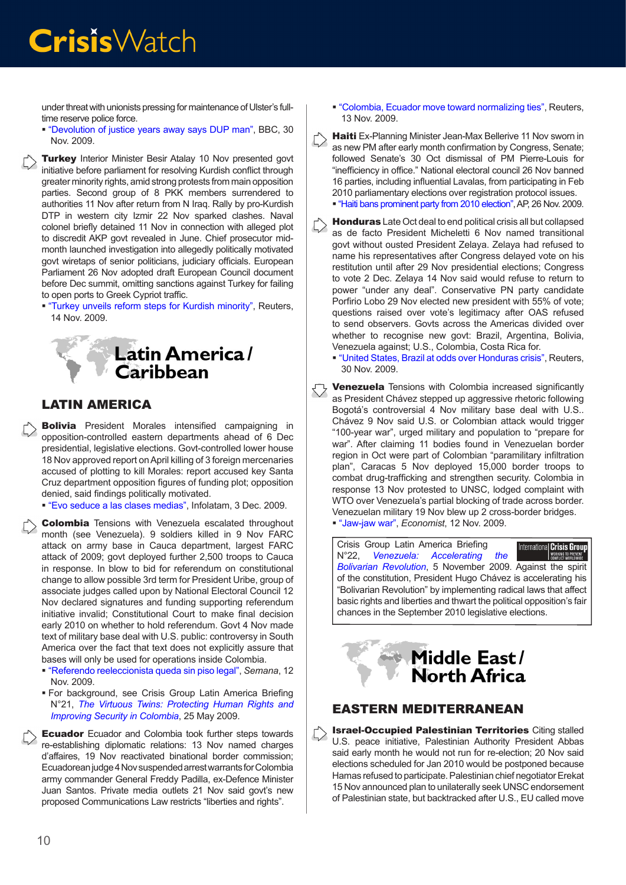under threat with unionists pressing for maintenance of Ulster's full-time reserve police force.

- "Devolution of justice years away says DUP man", BBC, 30 Nov. 2009.

**Turkey** Interior Minister Besir Atalay 10 Nov presented govt initiative before parliament for resolving Kurdish conflict through greater minority rights, amid strong protests from main opposition parties. Second group of 8 PKK members surrendered to authorities 11 Nov after return from N Iraq. Rally by pro-Kurdish DTP in western city Izmir 22 Nov sparked clashes. Naval colonel briefly detained 11 Nov in connection with alleged plot to discredit AKP govt revealed in June. Chief prosecutor mid-month launched investigation into allegedly politically motivated govt wiretaps of senior politicians, judiciary officials. European Parliament 26 Nov adopted draft European Council document before Dec summit, omitting sanctions against Turkey for failing to open ports to Greek Cypriot traffic.

- "Turkey unveils reform steps for Kurdish minority", Reuters, 14 Nov. 2009.

# Latin America / Caribbean

## LATIN AMERICA

**Bolivia** President Morales intensified campaigning in opposition-controlled eastern departments ahead of 6 Dec presidential, legislative elections. Govt-controlled lower house 18 Nov approved report on April killing of 3 foreign mercenaries accused of plotting to kill Morales: report accused key Santa Cruz department opposition figures of funding plot; opposition denied, said findings politically motivated.

- "Evo seduce a las clases medias", Infolatam, 3 Dec. 2009.

**Colombia** Tensions with Venezuela escalated throughout month (see Venezuela). 9 soldiers killed in 9 Nov FARC attack on army base in Cauca department, largest FARC attack of 2009; govt deployed further 2,500 troops to Cauca in response. In blow to bid for referendum on constitutional change to allow possible 3rd term for President Uribe, group of associate judges called upon by National Electoral Council 12 Nov declared signatures and funding supporting referendum initiative invalid; Constitutional Court to make final decision early 2010 on whether to hold referendum. Govt 4 Nov made text of military base deal with U.S. public: controversy in South America over the fact that text does not explicitly assure that bases will only be used for operations inside Colombia.

- "Referendo reeleccionista queda sin piso legal", *Semana*, 12 Nov. 2009.
- For background, see Crisis Group Latin America Briefing N°21, *The Virtuous Twins: Protecting Human Rights and Improving Security in Colombia*, 25 May 2009.

**Ecuador** Ecuador and Colombia took further steps towards re-establishing diplomatic relations: 13 Nov named charges d'affaires, 19 Nov reactivated binational border commission; Ecuadorean judge 4 Nov suspended arrest warrants for Colombia army commander General Freddy Padilla, ex-Defence Minister Juan Santos. Private media outlets 21 Nov said govt's new proposed Communications Law restricts "liberties and rights".

- "Colombia, Ecuador move toward normalizing ties", Reuters, 13 Nov. 2009.

**Haiti** Ex-Planning Minister Jean-Max Bellerive 11 Nov sworn in as new PM after early month confirmation by Congress, Senate; followed Senate's 30 Oct dismissal of PM Pierre-Louis for "inefficiency in office." National electoral council 26 Nov banned 16 parties, including influential Lavalas, from participating in Feb 2010 parliamentary elections over registration protocol issues.

- "Haiti bans prominent party from 2010 election", AP, 26 Nov. 2009.

**Honduras** Late Oct deal to end political crisis all but collapsed as de facto President Micheletti 6 Nov named transitional govt without ousted President Zelaya. Zelaya had refused to name his representatives after Congress delayed vote on his restitution until after 29 Nov presidential elections; Congress to vote 2 Dec. Zelaya 14 Nov said would refuse to return to power "under any deal". Conservative PN party candidate Porfirio Lobo 29 Nov elected new president with 55% of vote; questions raised over vote's legitimacy after OAS refused to send observers. Govts across the Americas divided over whether to recognise new govt: Brazil, Argentina, Bolivia, Venezuela against; U.S., Colombia, Costa Rica for.

- "United States, Brazil at odds over Honduras crisis", Reuters, 30 Nov. 2009.

**Venezuela** Tensions with Colombia increased significantly as President Chávez stepped up aggressive rhetoric following Bogotá's controversial 4 Nov military base deal with U.S.. Chávez 9 Nov said U.S. or Colombian attack would trigger "100-year war", urged military and population to "prepare for war". After claiming 11 bodies found in Venezuelan border region in Oct were part of Colombian "paramilitary infiltration plan", Caracas 5 Nov deployed 15,000 border troops to combat drug-trafficking and strengthen security. Colombia in response 13 Nov protested to UNSC, lodged complaint with WTO over Venezuela's partial blocking of trade across border. Venezuelan military 19 Nov blew up 2 cross-border bridges.

- "Jaw-jaw war", *Economist*, 12 Nov. 2009.

> Crisis Group Latin America Briefing N°22, *Venezuela: Accelerating the Bolivarian Revolution*, 5 November 2009. Against the spirit of the constitution, President Hugo Chávez is accelerating his "Bolivarian Revolution" by implementing radical laws that affect basic rights and liberties and thwart the political opposition's fair chances in the September 2010 legislative elections.

# Middle East / North Africa

## EASTERN MEDITERRANEAN

**Israel-Occupied Palestinian Territories** Citing stalled U.S. peace initiative, Palestinian Authority President Abbas said early month he would not run for re-election; 20 Nov said elections scheduled for Jan 2010 would be postponed because Hamas refused to participate. Palestinian chief negotiator Erekat 15 Nov announced plan to unilaterally seek UNSC endorsement of Palestinian state, but backtracked after U.S., EU called move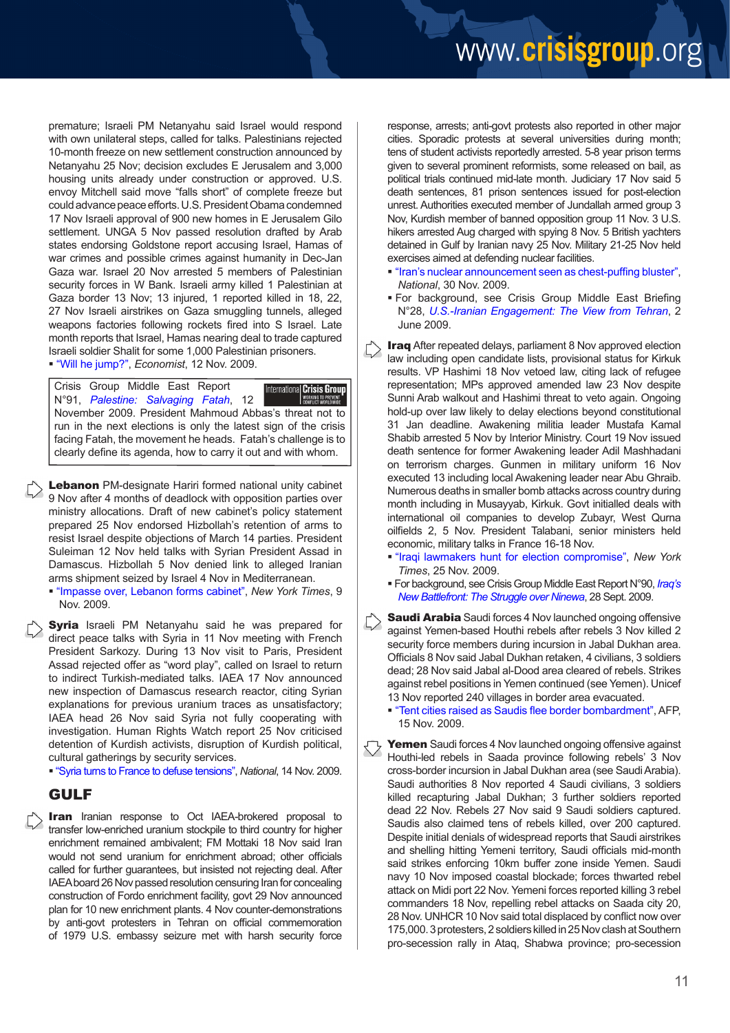premature; Israeli PM Netanyahu said Israel would respond with own unilateral steps, called for talks. Palestinians rejected 10-month freeze on new settlement construction announced by Netanyahu 25 Nov; decision excludes E Jerusalem and 3,000 housing units already under construction or approved. U.S. envoy Mitchell said move "falls short" of complete freeze but could advance peace efforts. U.S. President Obama condemned 17 Nov Israeli approval of 900 new homes in E Jerusalem Gilo settlement. UNGA 5 Nov passed resolution drafted by Arab states endorsing Goldstone report accusing Israel, Hamas of war crimes and possible crimes against humanity in Dec-Jan Gaza war. Israel 20 Nov arrested 5 members of Palestinian security forces in W Bank. Israeli army killed 1 Palestinian at Gaza border 13 Nov; 13 injured, 1 reported killed in 18, 22, 27 Nov Israeli airstrikes on Gaza smuggling tunnels, alleged weapons factories following rockets fired into S Israel. Late month reports that Israel, Hamas nearing deal to trade captured Israeli soldier Shalit for some 1,000 Palestinian prisoners.

- "Will he jump?", *Economist*, 12 Nov. 2009.

> Crisis Group Middle East Report N°91, *Palestine: Salvaging Fatah*, 12 November 2009. President Mahmoud Abbas's threat not to run in the next elections is only the latest sign of the crisis facing Fatah, the movement he heads. Fatah's challenge is to clearly define its agenda, how to carry it out and with whom.

**Lebanon** PM-designate Hariri formed national unity cabinet 9 Nov after 4 months of deadlock with opposition parties over ministry allocations. Draft of new cabinet's policy statement prepared 25 Nov endorsed Hizbollah's retention of arms to resist Israel despite objections of March 14 parties. President Suleiman 12 Nov held talks with Syrian President Assad in Damascus. Hizbollah 5 Nov denied link to alleged Iranian arms shipment seized by Israel 4 Nov in Mediterranean.

- "Impasse over, Lebanon forms cabinet", *New York Times*, 9 Nov. 2009.

**Syria** Israeli PM Netanyahu said he was prepared for direct peace talks with Syria in 11 Nov meeting with French President Sarkozy. During 13 Nov visit to Paris, President Assad rejected offer as "word play", called on Israel to return to indirect Turkish-mediated talks. IAEA 17 Nov announced new inspection of Damascus research reactor, citing Syrian explanations for previous uranium traces as unsatisfactory; IAEA head 26 Nov said Syria not fully cooperating with investigation. Human Rights Watch report 25 Nov criticised detention of Kurdish activists, disruption of Kurdish political, cultural gatherings by security services.

- "Syria turns to France to defuse tensions", *National*, 14 Nov. 2009.

## GULF

**Iran** Iranian response to Oct IAEA-brokered proposal to transfer low-enriched uranium stockpile to third country for higher enrichment remained ambivalent; FM Mottaki 18 Nov said Iran would not send uranium for enrichment abroad; other officials called for further guarantees, but insisted not rejecting deal. After IAEA board 26 Nov passed resolution censuring Iran for concealing construction of Fordo enrichment facility, govt 29 Nov announced plan for 10 new enrichment plants. 4 Nov counter-demonstrations by anti-govt protesters in Tehran on official commemoration of 1979 U.S. embassy seizure met with harsh security force response, arrests; anti-govt protests also reported in other major cities. Sporadic protests at several universities during month; tens of student activists reportedly arrested. 5-8 year prison terms given to several prominent reformists, some released on bail, as political trials continued mid-late month. Judiciary 17 Nov said 5 death sentences, 81 prison sentences issued for post-election unrest. Authorities executed member of Jundallah armed group 3 Nov, Kurdish member of banned opposition group 11 Nov. 3 U.S. hikers arrested Aug charged with spying 8 Nov. 5 British yachters detained in Gulf by Iranian navy 25 Nov. Military 21-25 Nov held exercises aimed at defending nuclear facilities.

- "Iran's nuclear announcement seen as chest-puffing bluster", *National*, 30 Nov. 2009.
- For background, see Crisis Group Middle East Briefing N°28, *U.S.-Iranian Engagement: The View from Tehran*, 2 June 2009.

**Iraq** After repeated delays, parliament 8 Nov approved election law including open candidate lists, provisional status for Kirkuk results. VP Hashimi 18 Nov vetoed law, citing lack of refugee representation; MPs approved amended law 23 Nov despite Sunni Arab walkout and Hashimi threat to veto again. Ongoing hold-up over law likely to delay elections beyond constitutional 31 Jan deadline. Awakening militia leader Mustafa Kamal Shabib arrested 5 Nov by Interior Ministry. Court 19 Nov issued death sentence for former Awakening leader Adil Mashhadani on terrorism charges. Gunmen in military uniform 16 Nov executed 13 including local Awakening leader near Abu Ghraib. Numerous deaths in smaller bomb attacks across country during month including in Musayyab, Kirkuk. Govt initialled deals with international oil companies to develop Zubayr, West Qurna oilfields 2, 5 Nov. President Talabani, senior ministers held economic, military talks in France 16-18 Nov.

- "Iraqi lawmakers hunt for election compromise", *New York Times*, 25 Nov. 2009.
- For background, see Crisis Group Middle East Report N°90, *Iraq's New Battlefront: The Struggle over Ninewa*, 28 Sept. 2009.

**Saudi Arabia** Saudi forces 4 Nov launched ongoing offensive against Yemen-based Houthi rebels after rebels 3 Nov killed 2 security force members during incursion in Jabal Dukhan area. Officials 8 Nov said Jabal Dukhan retaken, 4 civilians, 3 soldiers dead; 28 Nov said Jabal al-Dood area cleared of rebels. Strikes against rebel positions in Yemen continued (see Yemen). Unicef 13 Nov reported 240 villages in border area evacuated.

- "Tent cities raised as Saudis flee border bombardment", AFP, 15 Nov. 2009.

**Yemen** Saudi forces 4 Nov launched ongoing offensive against Houthi-led rebels in Saada province following rebels' 3 Nov cross-border incursion in Jabal Dukhan area (see Saudi Arabia). Saudi authorities 8 Nov reported 4 Saudi civilians, 3 soldiers killed recapturing Jabal Dukhan; 3 further soldiers reported dead 22 Nov. Rebels 27 Nov said 9 Saudi soldiers captured. Saudis also claimed tens of rebels killed, over 200 captured. Despite initial denials of widespread reports that Saudi airstrikes and shelling hitting Yemeni territory, Saudi officials mid-month said strikes enforcing 10km buffer zone inside Yemen. Saudi navy 10 Nov imposed coastal blockade; forces thwarted rebel attack on Midi port 22 Nov. Yemeni forces reported killing 3 rebel commanders 18 Nov, repelling rebel attacks on Saada city 20, 28 Nov. UNHCR 10 Nov said total displaced by conflict now over 175,000. 3 protesters, 2 soldiers killed in 25 Nov clash at Southern pro-secession rally in Ataq, Shabwa province; pro-secession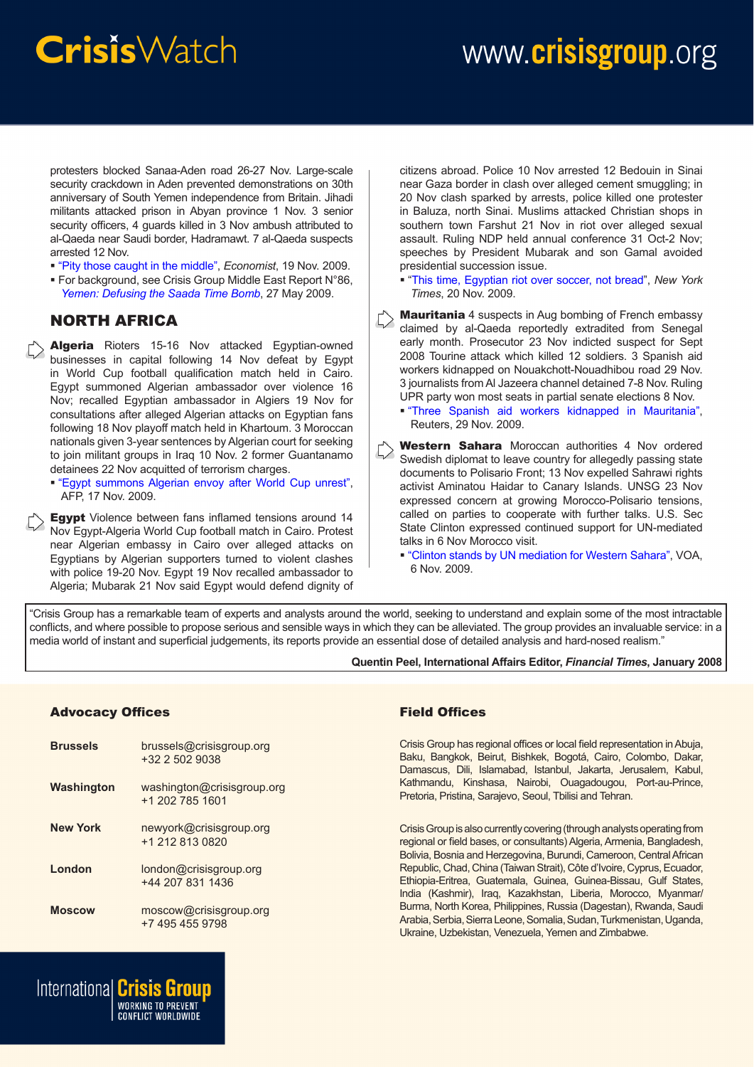protesters blocked Sanaa-Aden road 26-27 Nov. Large-scale security crackdown in Aden prevented demonstrations on 30th anniversary of South Yemen independence from Britain. Jihadi militants attacked prison in Abyan province 1 Nov. 3 senior security officers, 4 guards killed in 3 Nov ambush attributed to al-Qaeda near Saudi border, Hadramawt. 7 al-Qaeda suspects arrested 12 Nov.

- "Pity those caught in the middle", *Economist*, 19 Nov. 2009.
- For background, see Crisis Group Middle East Report N°86, *Yemen: Defusing the Saada Time Bomb*, 27 May 2009.

## NORTH AFRICA

**Algeria** Rioters 15-16 Nov attacked Egyptian-owned businesses in capital following 14 Nov defeat by Egypt in World Cup football qualification match held in Cairo. Egypt summoned Algerian ambassador over violence 16 Nov; recalled Egyptian ambassador in Algiers 19 Nov for consultations after alleged Algerian attacks on Egyptian fans following 18 Nov playoff match held in Khartoum. 3 Moroccan nationals given 3-year sentences by Algerian court for seeking to join militant groups in Iraq 10 Nov. 2 former Guantanamo detainees 22 Nov acquitted of terrorism charges.

- "Egypt summons Algerian envoy after World Cup unrest", AFP, 17 Nov. 2009.

**Egypt** Violence between fans inflamed tensions around 14 Nov Egypt-Algeria World Cup football match in Cairo. Protest near Algerian embassy in Cairo over alleged attacks on Egyptians by Algerian supporters turned to violent clashes with police 19-20 Nov. Egypt 19 Nov recalled ambassador to Algeria; Mubarak 21 Nov said Egypt would defend dignity of citizens abroad. Police 10 Nov arrested 12 Bedouin in Sinai near Gaza border in clash over alleged cement smuggling; in 20 Nov clash sparked by arrests, police killed one protester in Baluza, north Sinai. Muslims attacked Christian shops in southern town Farshut 21 Nov in riot over alleged sexual assault. Ruling NDP held annual conference 31 Oct-2 Nov; speeches by President Mubarak and son Gamal avoided presidential succession issue.

- "This time, Egyptian riot over soccer, not bread", *New York Times*, 20 Nov. 2009.

**Mauritania** 4 suspects in Aug bombing of French embassy claimed by al-Qaeda reportedly extradited from Senegal early month. Prosecutor 23 Nov indicted suspect for Sept 2008 Tourine attack which killed 12 soldiers. 3 Spanish aid workers kidnapped on Nouakchott-Nouadhibou road 29 Nov. 3 journalists from Al Jazeera channel detained 7-8 Nov. Ruling UPR party won most seats in partial senate elections 8 Nov.

- "Three Spanish aid workers kidnapped in Mauritania", Reuters, 29 Nov. 2009.

**Western Sahara** Moroccan authorities 4 Nov ordered Swedish diplomat to leave country for allegedly passing state documents to Polisario Front; 13 Nov expelled Sahrawi rights activist Aminatou Haidar to Canary Islands. UNSG 23 Nov expressed concern at growing Morocco-Polisario tensions, called on parties to cooperate with further talks. U.S. Sec State Clinton expressed continued support for UN-mediated talks in 6 Nov Morocco visit.

- "Clinton stands by UN mediation for Western Sahara", VOA, 6 Nov. 2009.

---

"Crisis Group has a remarkable team of experts and analysts around the world, seeking to understand and explain some of the most intractable conflicts, and where possible to propose serious and sensible ways in which they can be alleviated. The group provides an invaluable service: in a media world of instant and superficial judgements, its reports provide an essential dose of detailed analysis and hard-nosed realism."

**Quentin Peel, International Affairs Editor, *Financial Times*, January 2008**

---

### Advocacy Offices

| | |
|---|---|
| **Brussels** | brussels@crisisgroup.org<br>+32 2 502 9038 |
| **Washington** | washington@crisisgroup.org<br>+1 202 785 1601 |
| **New York** | newyork@crisisgroup.org<br>+1 212 813 0820 |
| **London** | london@crisisgroup.org<br>+44 207 831 1436 |
| **Moscow** | moscow@crisisgroup.org<br>+7 495 455 9798 |

### Field Offices

Crisis Group has regional offices or local field representation in Abuja, Baku, Bangkok, Beirut, Bishkek, Bogotá, Cairo, Colombo, Dakar, Damascus, Dili, Islamabad, Istanbul, Jakarta, Jerusalem, Kabul, Kathmandu, Kinshasa, Nairobi, Ouagadougou, Port-au-Prince, Pretoria, Pristina, Sarajevo, Seoul, Tbilisi and Tehran.

Crisis Group is also currently covering (through analysts operating from regional or field bases, or consultants) Algeria, Armenia, Bangladesh, Bolivia, Bosnia and Herzegovina, Burundi, Cameroon, Central African Republic, Chad, China (Taiwan Strait), Côte d'Ivoire, Cyprus, Ecuador, Ethiopia-Eritrea, Guatemala, Guinea, Guinea-Bissau, Gulf States, India (Kashmir), Iraq, Kazakhstan, Liberia, Morocco, Myanmar/ Burma, North Korea, Philippines, Russia (Dagestan), Rwanda, Saudi Arabia, Serbia, Sierra Leone, Somalia, Sudan, Turkmenistan, Uganda, Ukraine, Uzbekistan, Venezuela, Yemen and Zimbabwe.

International Crisis Group
WORKING TO PREVENT CONFLICT WORLDWIDE